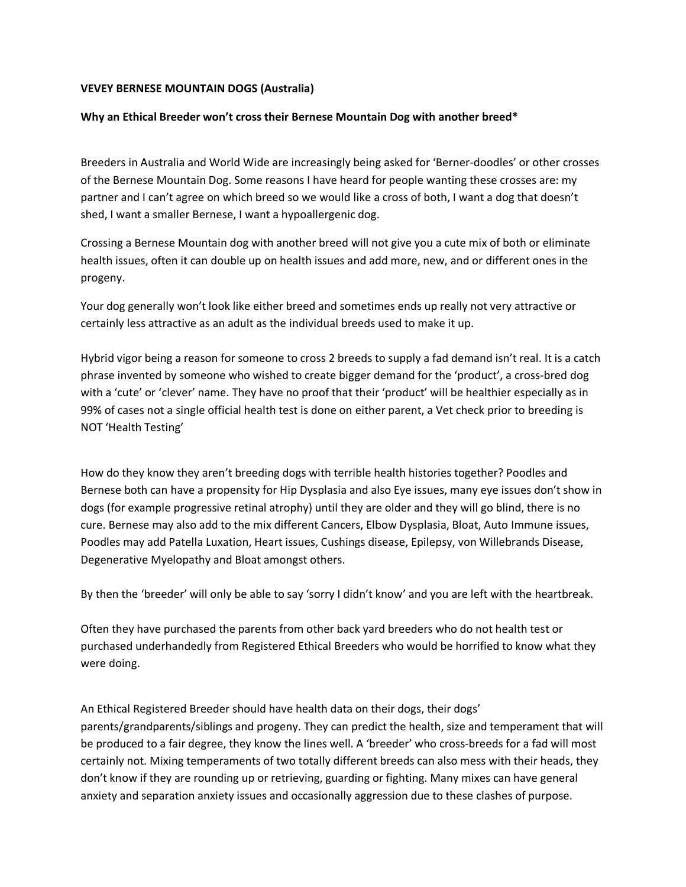**VEVEY BERNESE MOUNTAIN DOGS (Australia)**

**Why an Ethical Breeder won't cross their Bernese Mountain Dog with another breed***

Breeders in Australia and World Wide are increasingly being asked for 'Berner-doodles' or other crosses of the Bernese Mountain Dog. Some reasons I have heard for people wanting these crosses are: my partner and I can't agree on which breed so we would like a cross of both, I want a dog that doesn't shed, I want a smaller Bernese, I want a hypoallergenic dog.

Crossing a Bernese Mountain dog with another breed will not give you a cute mix of both or eliminate health issues, often it can double up on health issues and add more, new, and or different ones in the progeny.

Your dog generally won't look like either breed and sometimes ends up really not very attractive or certainly less attractive as an adult as the individual breeds used to make it up.

Hybrid vigor being a reason for someone to cross 2 breeds to supply a fad demand isn't real. It is a catch phrase invented by someone who wished to create bigger demand for the 'product', a cross-bred dog with a 'cute' or 'clever' name. They have no proof that their 'product' will be healthier especially as in 99% of cases not a single official health test is done on either parent, a Vet check prior to breeding is NOT 'Health Testing'

How do they know they aren't breeding dogs with terrible health histories together? Poodles and Bernese both can have a propensity for Hip Dysplasia and also Eye issues, many eye issues don't show in dogs (for example progressive retinal atrophy) until they are older and they will go blind, there is no cure. Bernese may also add to the mix different Cancers, Elbow Dysplasia, Bloat, Auto Immune issues, Poodles may add Patella Luxation, Heart issues, Cushings disease, Epilepsy, von Willebrands Disease, Degenerative Myelopathy and Bloat amongst others.

By then the 'breeder' will only be able to say 'sorry I didn't know' and you are left with the heartbreak.

Often they have purchased the parents from other back yard breeders who do not health test or purchased underhandedly from Registered Ethical Breeders who would be horrified to know what they were doing.

An Ethical Registered Breeder should have health data on their dogs, their dogs' parents/grandparents/siblings and progeny. They can predict the health, size and temperament that will be produced to a fair degree, they know the lines well. A 'breeder' who cross-breeds for a fad will most certainly not. Mixing temperaments of two totally different breeds can also mess with their heads, they don't know if they are rounding up or retrieving, guarding or fighting. Many mixes can have general anxiety and separation anxiety issues and occasionally aggression due to these clashes of purpose.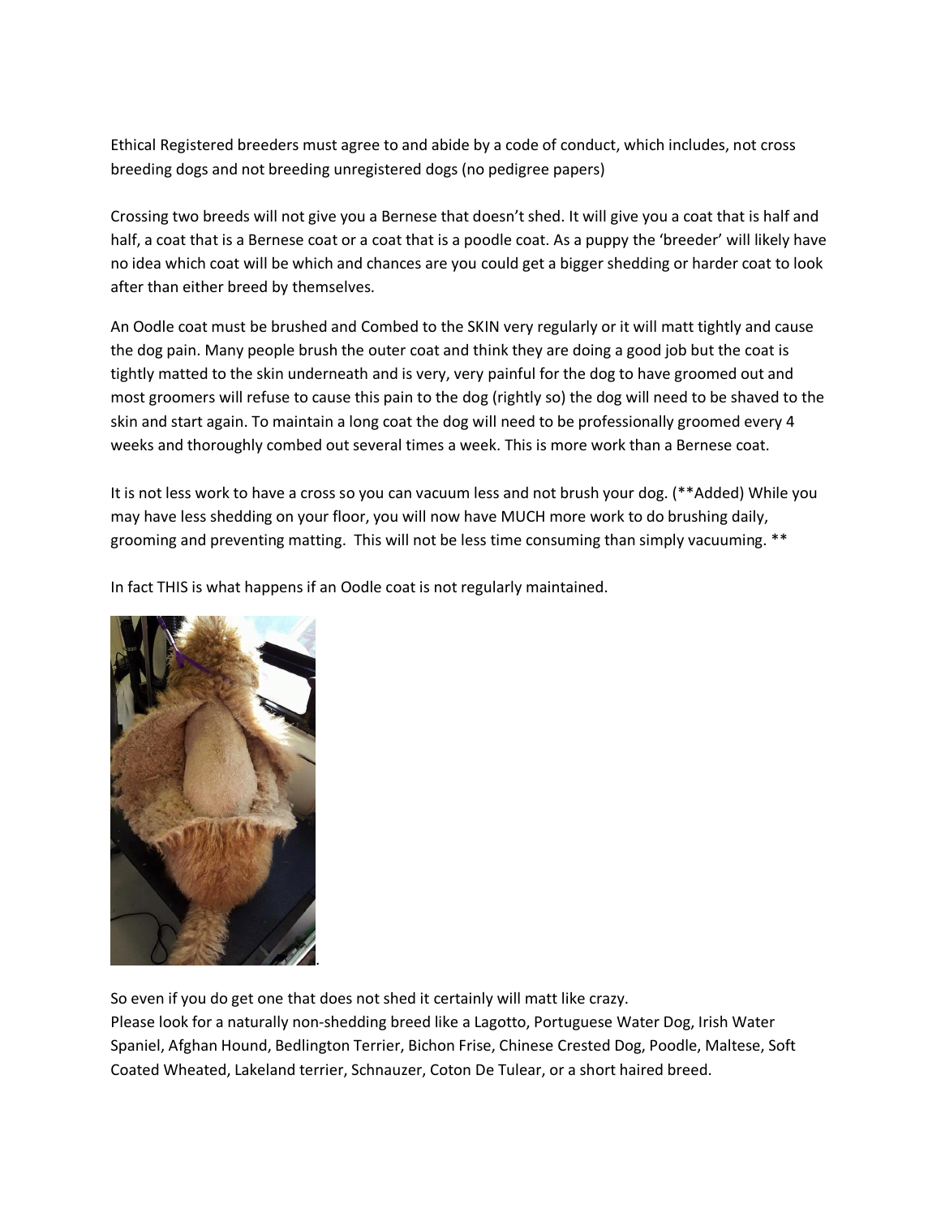Ethical Registered breeders must agree to and abide by a code of conduct, which includes, not cross breeding dogs and not breeding unregistered dogs (no pedigree papers)

Crossing two breeds will not give you a Bernese that doesn't shed. It will give you a coat that is half and half, a coat that is a Bernese coat or a coat that is a poodle coat. As a puppy the 'breeder' will likely have no idea which coat will be which and chances are you could get a bigger shedding or harder coat to look after than either breed by themselves.

An Oodle coat must be brushed and Combed to the SKIN very regularly or it will matt tightly and cause the dog pain. Many people brush the outer coat and think they are doing a good job but the coat is tightly matted to the skin underneath and is very, very painful for the dog to have groomed out and most groomers will refuse to cause this pain to the dog (rightly so) the dog will need to be shaved to the skin and start again. To maintain a long coat the dog will need to be professionally groomed every 4 weeks and thoroughly combed out several times a week. This is more work than a Bernese coat.

It is not less work to have a cross so you can vacuum less and not brush your dog. (**Added) While you may have less shedding on your floor, you will now have MUCH more work to do brushing daily, grooming and preventing matting. This will not be less time consuming than simply vacuuming. **

In fact THIS is what happens if an Oodle coat is not regularly maintained.

.

So even if you do get one that does not shed it certainly will matt like crazy.
Please look for a naturally non-shedding breed like a Lagotto, Portuguese Water Dog, Irish Water Spaniel, Afghan Hound, Bedlington Terrier, Bichon Frise, Chinese Crested Dog, Poodle, Maltese, Soft Coated Wheated, Lakeland terrier, Schnauzer, Coton De Tulear, or a short haired breed.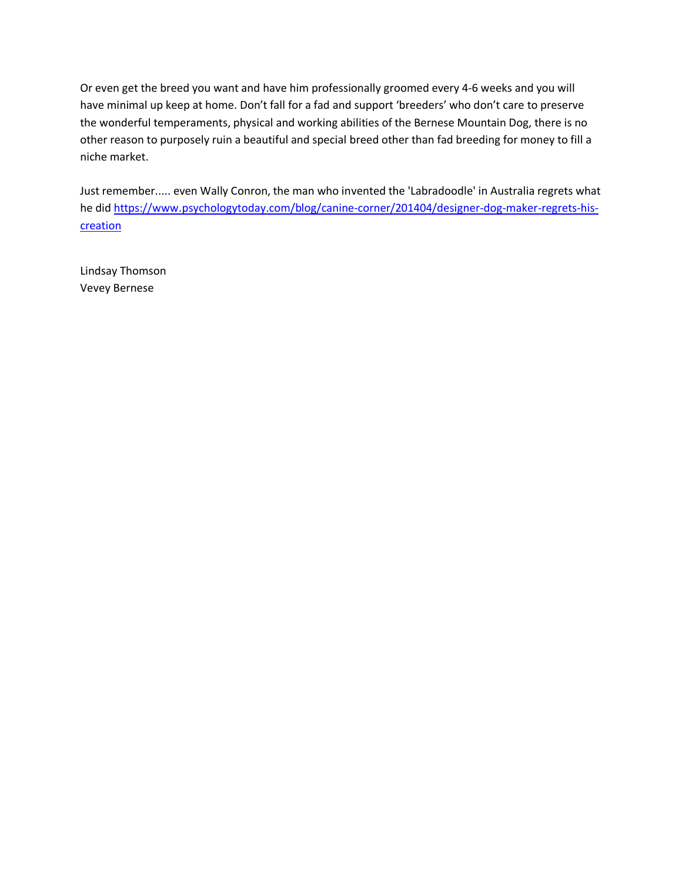Or even get the breed you want and have him professionally groomed every 4-6 weeks and you will have minimal up keep at home. Don't fall for a fad and support 'breeders' who don't care to preserve the wonderful temperaments, physical and working abilities of the Bernese Mountain Dog, there is no other reason to purposely ruin a beautiful and special breed other than fad breeding for money to fill a niche market.

Just remember..... even Wally Conron, the man who invented the 'Labradoodle' in Australia regrets what he did [https://www.psychologytoday.com/blog/canine-corner/201404/designer-dog-maker-regrets-his-creation](https://www.psychologytoday.com/blog/canine-corner/201404/designer-dog-maker-regrets-his-creation)

Lindsay Thomson
Vevey Bernese